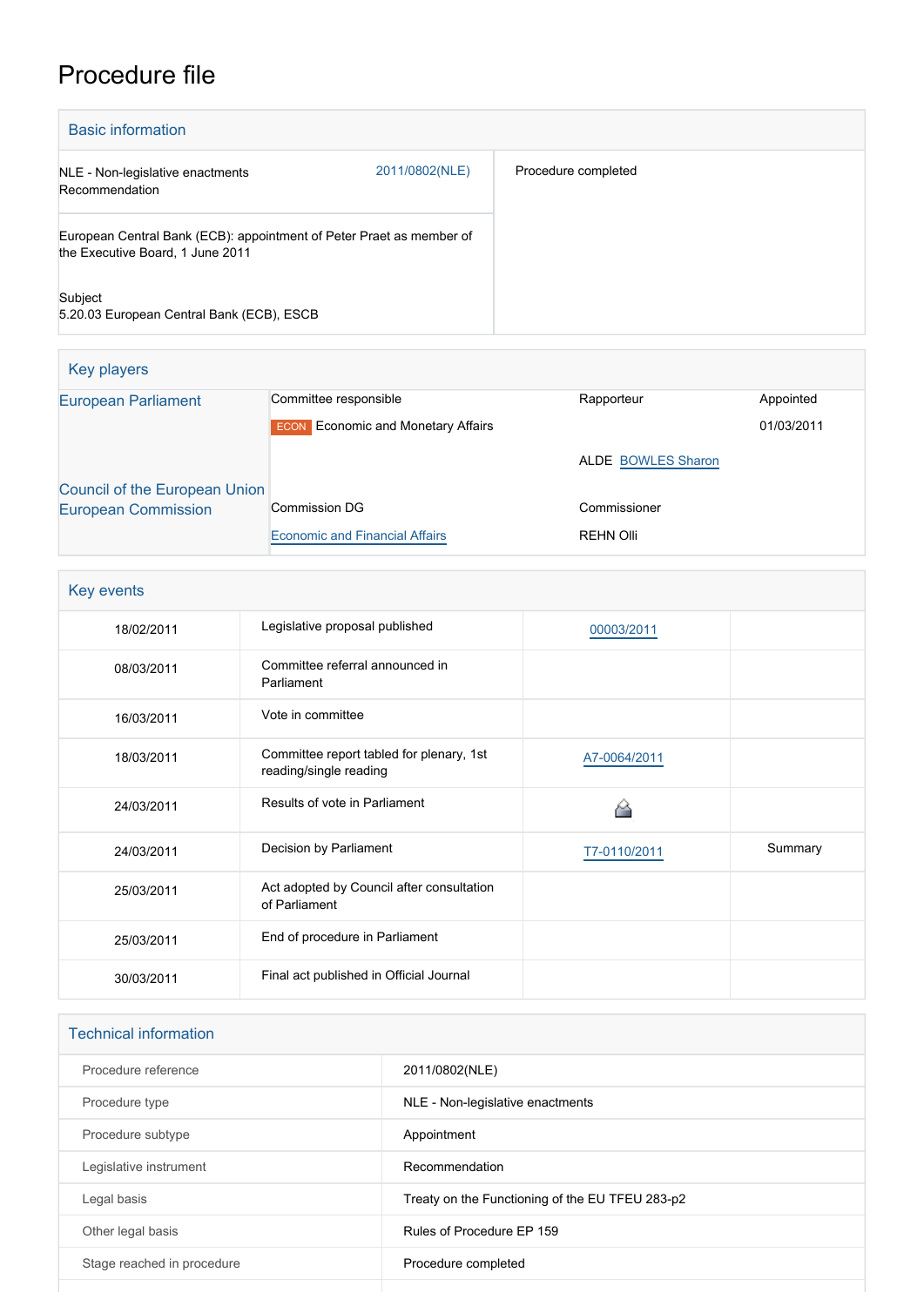# Procedure file

## Basic information

| | |
|---|---|
| NLE - Non-legislative enactments<br>Recommendation | 2011/0802(NLE) |
| European Central Bank (ECB): appointment of Peter Praet as member of the Executive Board, 1 June 2011<br><br>Subject<br>5.20.03 European Central Bank (ECB), ESCB | Procedure completed |

## Key players

| | | | |
|---|---|---|---|
| European Parliament | Committee responsible | Rapporteur | Appointed |
| | ECON Economic and Monetary Affairs | | 01/03/2011 |
| | | ALDE BOWLES Sharon | |
| Council of the European Union | | | |
| European Commission | Commission DG | Commissioner | |
| | Economic and Financial Affairs | REHN Olli | |

## Key events

| | | | |
|---|---|---|---|
| 18/02/2011 | Legislative proposal published | 00003/2011 | |
| 08/03/2011 | Committee referral announced in Parliament | | |
| 16/03/2011 | Vote in committee | | |
| 18/03/2011 | Committee report tabled for plenary, 1st reading/single reading | A7-0064/2011 | |
| 24/03/2011 | Results of vote in Parliament | | |
| 24/03/2011 | Decision by Parliament | T7-0110/2011 | Summary |
| 25/03/2011 | Act adopted by Council after consultation of Parliament | | |
| 25/03/2011 | End of procedure in Parliament | | |
| 30/03/2011 | Final act published in Official Journal | | |

## Technical information

| | |
|---|---|
| Procedure reference | 2011/0802(NLE) |
| Procedure type | NLE - Non-legislative enactments |
| Procedure subtype | Appointment |
| Legislative instrument | Recommendation |
| Legal basis | Treaty on the Functioning of the EU TFEU 283-p2 |
| Other legal basis | Rules of Procedure EP 159 |
| Stage reached in procedure | Procedure completed |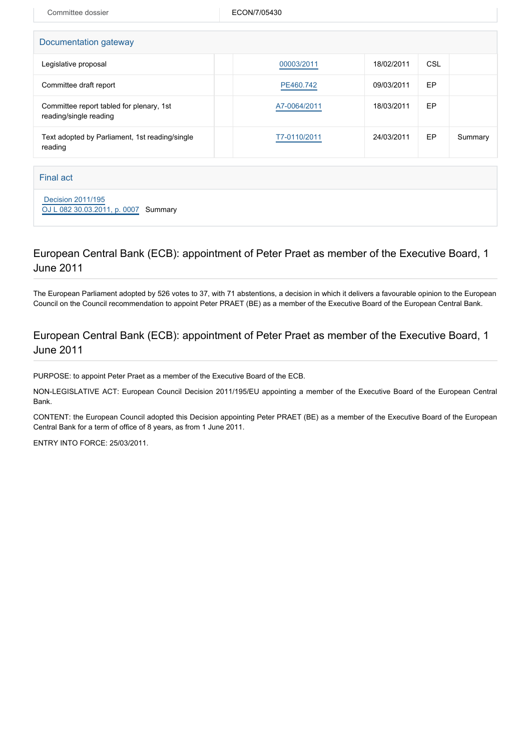| | |
|---|---|
| Committee dossier | ECON/7/05430 |

## Documentation gateway

| | | | | | |
|---|---|---|---|---|---|
| Legislative proposal | | 00003/2011 | 18/02/2011 | CSL | |
| Committee draft report | | PE460.742 | 09/03/2011 | EP | |
| Committee report tabled for plenary, 1st reading/single reading | | A7-0064/2011 | 18/03/2011 | EP | |
| Text adopted by Parliament, 1st reading/single reading | | T7-0110/2011 | 24/03/2011 | EP | Summary |

## Final act

Decision 2011/195
OJ L 082 30.03.2011, p. 0007 Summary

## European Central Bank (ECB): appointment of Peter Praet as member of the Executive Board, 1 June 2011

The European Parliament adopted by 526 votes to 37, with 71 abstentions, a decision in which it delivers a favourable opinion to the European Council on the Council recommendation to appoint Peter PRAET (BE) as a member of the Executive Board of the European Central Bank.

## European Central Bank (ECB): appointment of Peter Praet as member of the Executive Board, 1 June 2011

PURPOSE: to appoint Peter Praet as a member of the Executive Board of the ECB.

NON-LEGISLATIVE ACT: European Council Decision 2011/195/EU appointing a member of the Executive Board of the European Central Bank.

CONTENT: the European Council adopted this Decision appointing Peter PRAET (BE) as a member of the Executive Board of the European Central Bank for a term of office of 8 years, as from 1 June 2011.

ENTRY INTO FORCE: 25/03/2011.